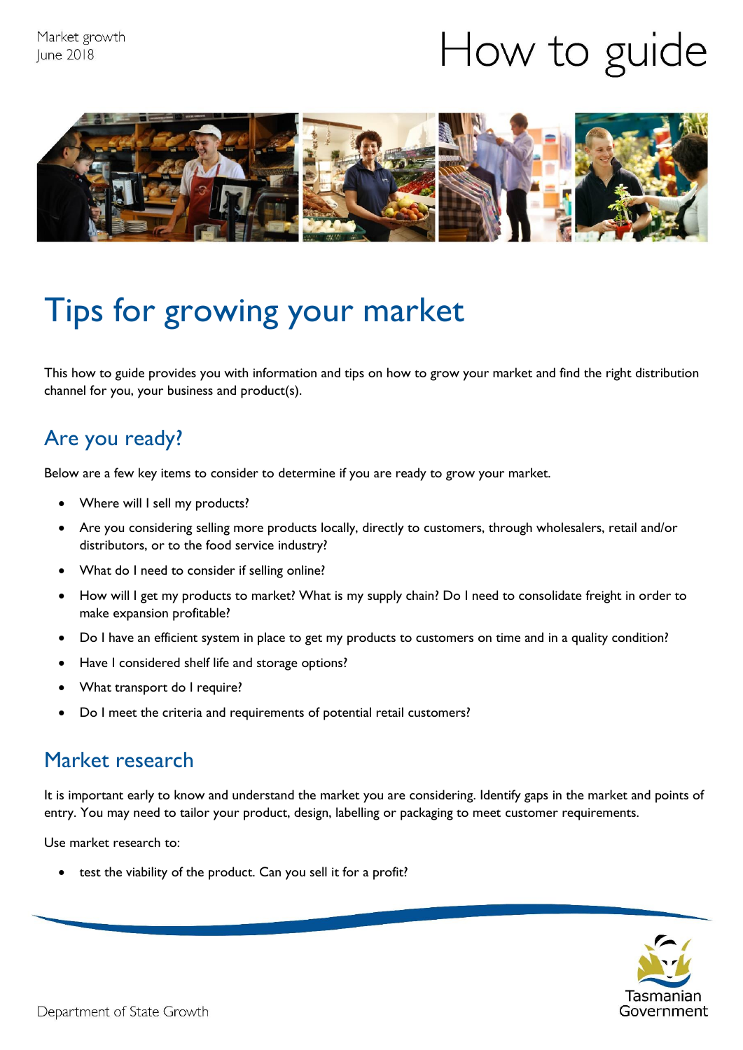Market growth
June 2018

# How to guide

# Tips for growing your market

This how to guide provides you with information and tips on how to grow your market and find the right distribution channel for you, your business and product(s).

## Are you ready?

Below are a few key items to consider to determine if you are ready to grow your market.

- Where will I sell my products?
- Are you considering selling more products locally, directly to customers, through wholesalers, retail and/or distributors, or to the food service industry?
- What do I need to consider if selling online?
- How will I get my products to market? What is my supply chain? Do I need to consolidate freight in order to make expansion profitable?
- Do I have an efficient system in place to get my products to customers on time and in a quality condition?
- Have I considered shelf life and storage options?
- What transport do I require?
- Do I meet the criteria and requirements of potential retail customers?

## Market research

It is important early to know and understand the market you are considering. Identify gaps in the market and points of entry. You may need to tailor your product, design, labelling or packaging to meet customer requirements.

Use market research to:

- test the viability of the product. Can you sell it for a profit?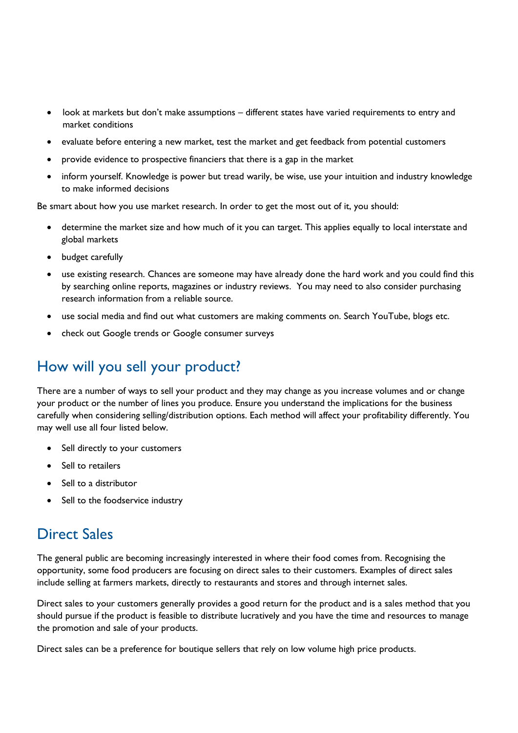- look at markets but don't make assumptions – different states have varied requirements to entry and market conditions
- evaluate before entering a new market, test the market and get feedback from potential customers
- provide evidence to prospective financiers that there is a gap in the market
- inform yourself. Knowledge is power but tread warily, be wise, use your intuition and industry knowledge to make informed decisions

Be smart about how you use market research. In order to get the most out of it, you should:

- determine the market size and how much of it you can target. This applies equally to local interstate and global markets
- budget carefully
- use existing research. Chances are someone may have already done the hard work and you could find this by searching online reports, magazines or industry reviews. You may need to also consider purchasing research information from a reliable source.
- use social media and find out what customers are making comments on. Search YouTube, blogs etc.
- check out Google trends or Google consumer surveys

## How will you sell your product?

There are a number of ways to sell your product and they may change as you increase volumes and or change your product or the number of lines you produce. Ensure you understand the implications for the business carefully when considering selling/distribution options. Each method will affect your profitability differently. You may well use all four listed below.

- Sell directly to your customers
- Sell to retailers
- Sell to a distributor
- Sell to the foodservice industry

## Direct Sales

The general public are becoming increasingly interested in where their food comes from. Recognising the opportunity, some food producers are focusing on direct sales to their customers. Examples of direct sales include selling at farmers markets, directly to restaurants and stores and through internet sales.

Direct sales to your customers generally provides a good return for the product and is a sales method that you should pursue if the product is feasible to distribute lucratively and you have the time and resources to manage the promotion and sale of your products.

Direct sales can be a preference for boutique sellers that rely on low volume high price products.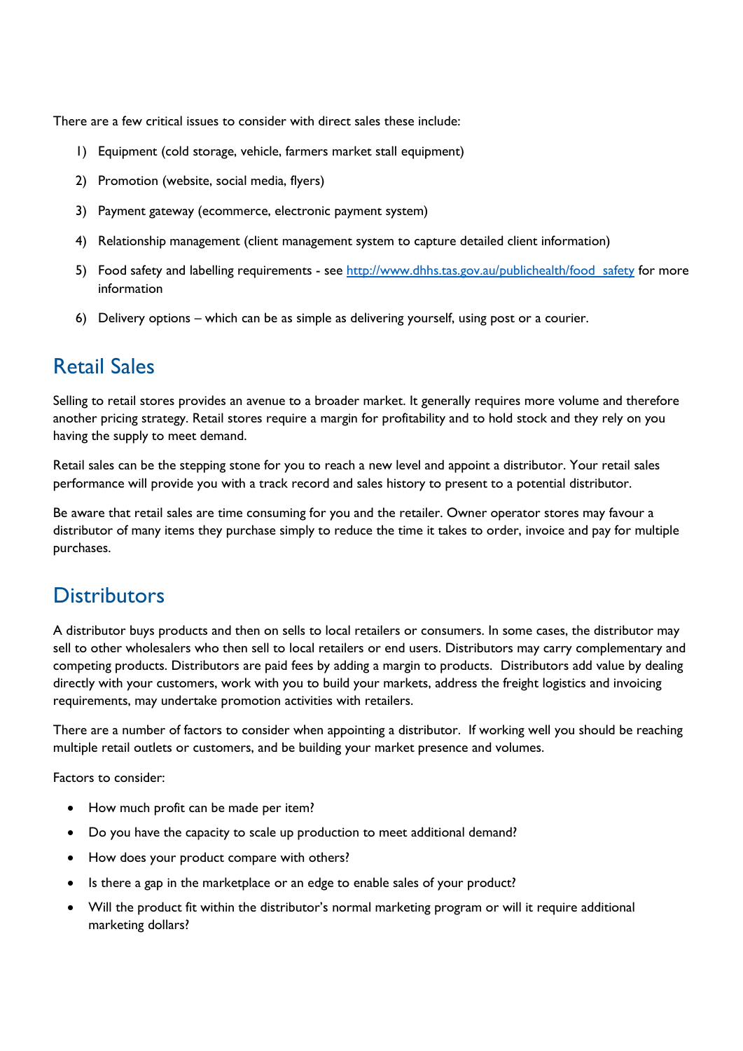There are a few critical issues to consider with direct sales these include:

1) Equipment (cold storage, vehicle, farmers market stall equipment)
2) Promotion (website, social media, flyers)
3) Payment gateway (ecommerce, electronic payment system)
4) Relationship management (client management system to capture detailed client information)
5) Food safety and labelling requirements - see [http://www.dhhs.tas.gov.au/publichealth/food_safety](http://www.dhhs.tas.gov.au/publichealth/food_safety) for more information
6) Delivery options – which can be as simple as delivering yourself, using post or a courier.

## Retail Sales

Selling to retail stores provides an avenue to a broader market. It generally requires more volume and therefore another pricing strategy. Retail stores require a margin for profitability and to hold stock and they rely on you having the supply to meet demand.

Retail sales can be the stepping stone for you to reach a new level and appoint a distributor. Your retail sales performance will provide you with a track record and sales history to present to a potential distributor.

Be aware that retail sales are time consuming for you and the retailer. Owner operator stores may favour a distributor of many items they purchase simply to reduce the time it takes to order, invoice and pay for multiple purchases.

## Distributors

A distributor buys products and then on sells to local retailers or consumers. In some cases, the distributor may sell to other wholesalers who then sell to local retailers or end users. Distributors may carry complementary and competing products. Distributors are paid fees by adding a margin to products. Distributors add value by dealing directly with your customers, work with you to build your markets, address the freight logistics and invoicing requirements, may undertake promotion activities with retailers.

There are a number of factors to consider when appointing a distributor. If working well you should be reaching multiple retail outlets or customers, and be building your market presence and volumes.

Factors to consider:

- How much profit can be made per item?
- Do you have the capacity to scale up production to meet additional demand?
- How does your product compare with others?
- Is there a gap in the marketplace or an edge to enable sales of your product?
- Will the product fit within the distributor's normal marketing program or will it require additional marketing dollars?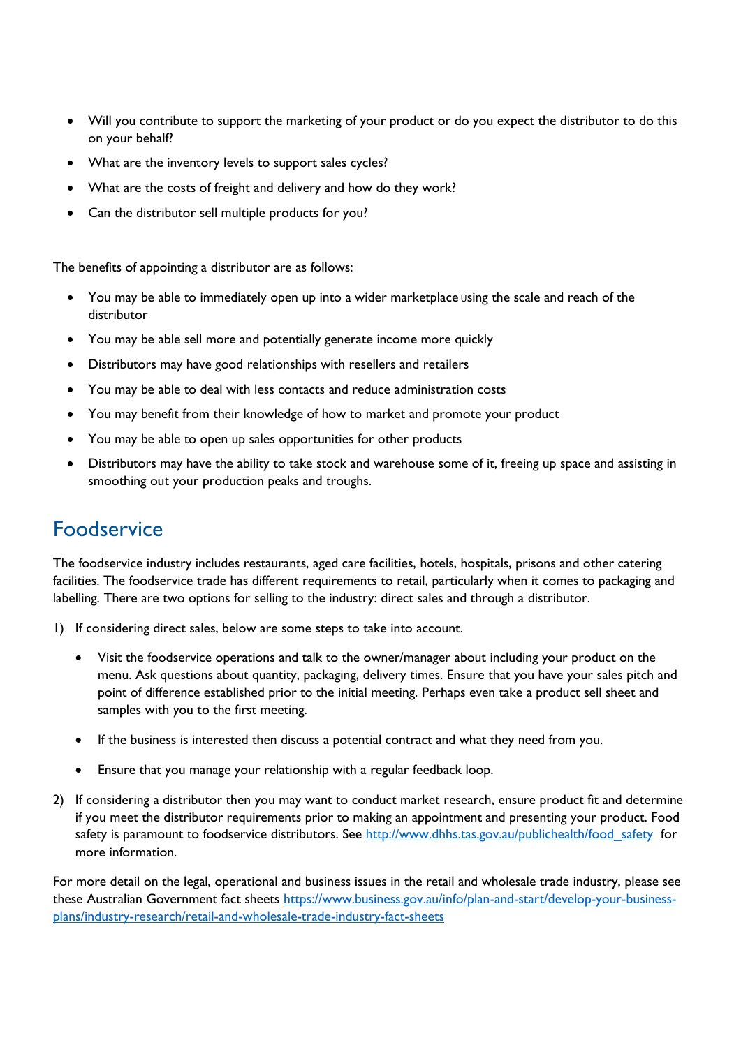- Will you contribute to support the marketing of your product or do you expect the distributor to do this on your behalf?
- What are the inventory levels to support sales cycles?
- What are the costs of freight and delivery and how do they work?
- Can the distributor sell multiple products for you?

The benefits of appointing a distributor are as follows:

- You may be able to immediately open up into a wider marketplace using the scale and reach of the distributor
- You may be able sell more and potentially generate income more quickly
- Distributors may have good relationships with resellers and retailers
- You may be able to deal with less contacts and reduce administration costs
- You may benefit from their knowledge of how to market and promote your product
- You may be able to open up sales opportunities for other products
- Distributors may have the ability to take stock and warehouse some of it, freeing up space and assisting in smoothing out your production peaks and troughs.

## Foodservice

The foodservice industry includes restaurants, aged care facilities, hotels, hospitals, prisons and other catering facilities. The foodservice trade has different requirements to retail, particularly when it comes to packaging and labelling. There are two options for selling to the industry: direct sales and through a distributor.

1) If considering direct sales, below are some steps to take into account.

   - Visit the foodservice operations and talk to the owner/manager about including your product on the menu. Ask questions about quantity, packaging, delivery times. Ensure that you have your sales pitch and point of difference established prior to the initial meeting. Perhaps even take a product sell sheet and samples with you to the first meeting.
   - If the business is interested then discuss a potential contract and what they need from you.
   - Ensure that you manage your relationship with a regular feedback loop.

2) If considering a distributor then you may want to conduct market research, ensure product fit and determine if you meet the distributor requirements prior to making an appointment and presenting your product. Food safety is paramount to foodservice distributors. See http://www.dhhs.tas.gov.au/publichealth/food_safety for more information.

For more detail on the legal, operational and business issues in the retail and wholesale trade industry, please see these Australian Government fact sheets https://www.business.gov.au/info/plan-and-start/develop-your-business-plans/industry-research/retail-and-wholesale-trade-industry-fact-sheets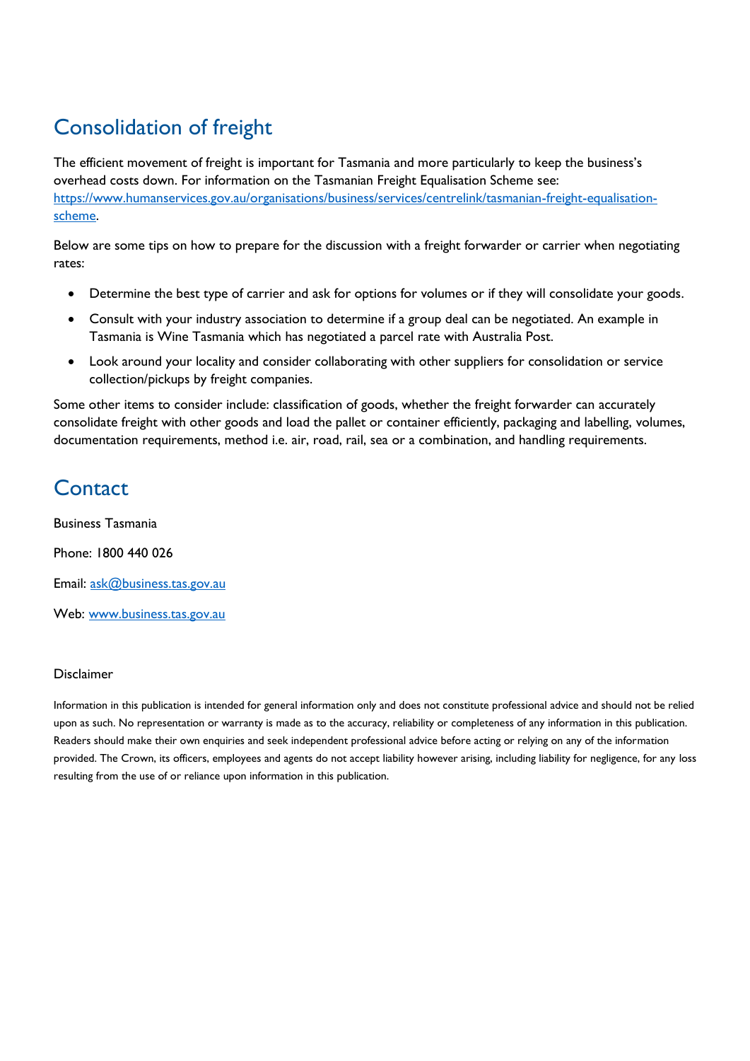## Consolidation of freight

The efficient movement of freight is important for Tasmania and more particularly to keep the business's overhead costs down. For information on the Tasmanian Freight Equalisation Scheme see: [https://www.humanservices.gov.au/organisations/business/services/centrelink/tasmanian-freight-equalisation-scheme](https://www.humanservices.gov.au/organisations/business/services/centrelink/tasmanian-freight-equalisation-scheme).

Below are some tips on how to prepare for the discussion with a freight forwarder or carrier when negotiating rates:

- Determine the best type of carrier and ask for options for volumes or if they will consolidate your goods.
- Consult with your industry association to determine if a group deal can be negotiated. An example in Tasmania is Wine Tasmania which has negotiated a parcel rate with Australia Post.
- Look around your locality and consider collaborating with other suppliers for consolidation or service collection/pickups by freight companies.

Some other items to consider include: classification of goods, whether the freight forwarder can accurately consolidate freight with other goods and load the pallet or container efficiently, packaging and labelling, volumes, documentation requirements, method i.e. air, road, rail, sea or a combination, and handling requirements.

## Contact

Business Tasmania

Phone: 1800 440 026

Email: [ask@business.tas.gov.au](mailto:ask@business.tas.gov.au)

Web: [www.business.tas.gov.au](http://www.business.tas.gov.au)

Disclaimer

Information in this publication is intended for general information only and does not constitute professional advice and should not be relied upon as such. No representation or warranty is made as to the accuracy, reliability or completeness of any information in this publication. Readers should make their own enquiries and seek independent professional advice before acting or relying on any of the information provided. The Crown, its officers, employees and agents do not accept liability however arising, including liability for negligence, for any loss resulting from the use of or reliance upon information in this publication.